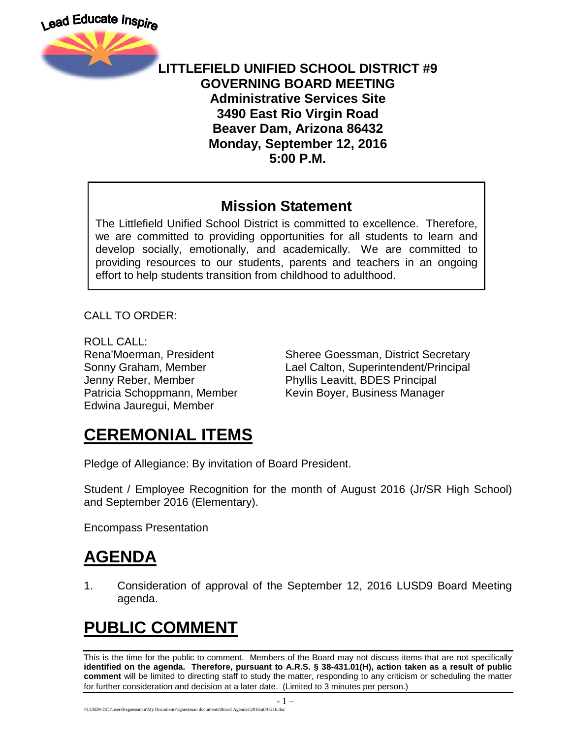Lead Educate Inspire

**LITTLEFIELD UNIFIED SCHOOL DISTRICT #9**
**GOVERNING BOARD MEETING**
**Administrative Services Site**
**3490 East Rio Virgin Road**
**Beaver Dam, Arizona 86432**
**Monday, September 12, 2016**
**5:00 P.M.**

## Mission Statement

The Littlefield Unified School District is committed to excellence. Therefore, we are committed to providing opportunities for all students to learn and develop socially, emotionally, and academically. We are committed to providing resources to our students, parents and teachers in an ongoing effort to help students transition from childhood to adulthood.

CALL TO ORDER:

ROLL CALL:

Rena'Moerman, President
Sonny Graham, Member
Jenny Reber, Member
Patricia Schoppmann, Member
Edwina Jauregui, Member

Sheree Goessman, District Secretary
Lael Calton, Superintendent/Principal
Phyllis Leavitt, BDES Principal
Kevin Boyer, Business Manager

# CEREMONIAL ITEMS

Pledge of Allegiance: By invitation of Board President.

Student / Employee Recognition for the month of August 2016 (Jr/SR High School) and September 2016 (Elementary).

Encompass Presentation

# AGENDA

1. Consideration of approval of the September 12, 2016 LUSD9 Board Meeting agenda.

# PUBLIC COMMENT

This is the time for the public to comment. Members of the Board may not discuss items that are not specifically **identified on the agenda. Therefore, pursuant to A.R.S. § 38-431.01(H), action taken as a result of public comment** will be limited to directing staff to study the matter, responding to any criticism or scheduling the matter for further consideration and decision at a later date. (Limited to 3 minutes per person.)

\\LUSD9-DC1\users$\sgoessman\My Documents\sgoessman documents\Board Agendas\2016\a091216.doc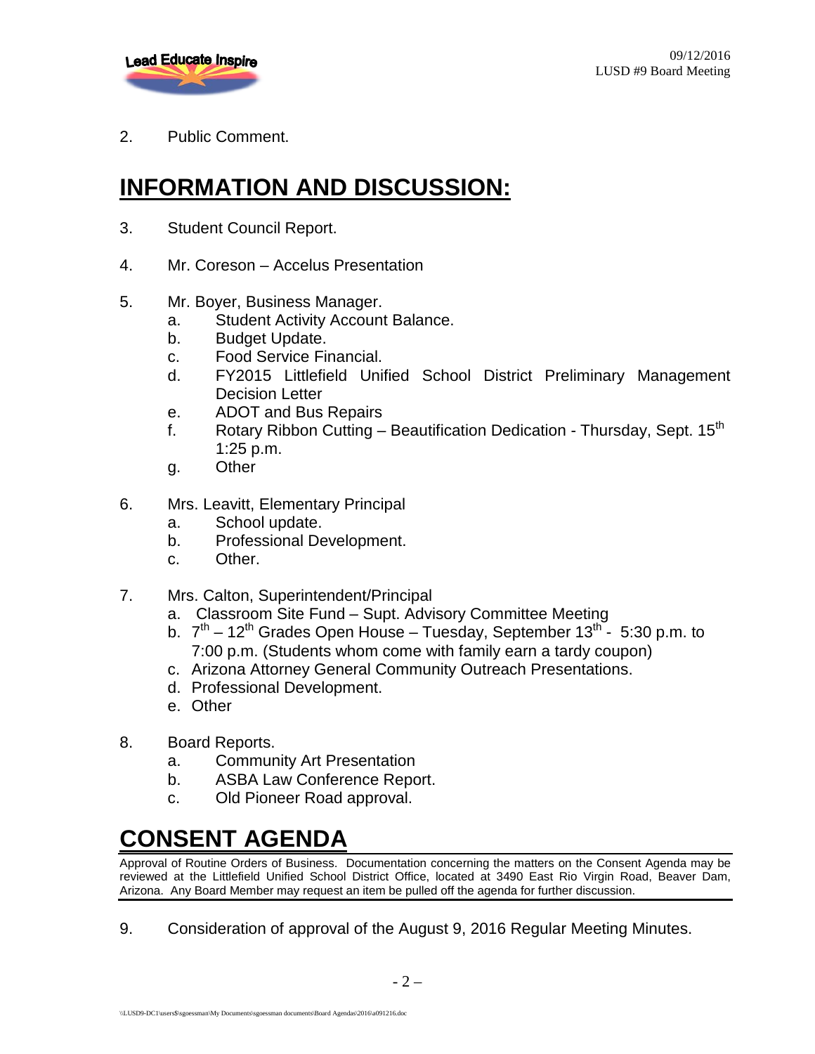2. Public Comment.

# INFORMATION AND DISCUSSION:

3. Student Council Report.

4. Mr. Coreson – Accelus Presentation

5. Mr. Boyer, Business Manager.
   a. Student Activity Account Balance.
   b. Budget Update.
   c. Food Service Financial.
   d. FY2015 Littlefield Unified School District Preliminary Management Decision Letter
   e. ADOT and Bus Repairs
   f. Rotary Ribbon Cutting – Beautification Dedication - Thursday, Sept. 15th 1:25 p.m.
   g. Other

6. Mrs. Leavitt, Elementary Principal
   a. School update.
   b. Professional Development.
   c. Other.

7. Mrs. Calton, Superintendent/Principal
   a. Classroom Site Fund – Supt. Advisory Committee Meeting
   b. 7th – 12th Grades Open House – Tuesday, September 13th - 5:30 p.m. to 7:00 p.m. (Students whom come with family earn a tardy coupon)
   c. Arizona Attorney General Community Outreach Presentations.
   d. Professional Development.
   e. Other

8. Board Reports.
   a. Community Art Presentation
   b. ASBA Law Conference Report.
   c. Old Pioneer Road approval.

# CONSENT AGENDA

Approval of Routine Orders of Business. Documentation concerning the matters on the Consent Agenda may be reviewed at the Littlefield Unified School District Office, located at 3490 East Rio Virgin Road, Beaver Dam, Arizona. Any Board Member may request an item be pulled off the agenda for further discussion.

9. Consideration of approval of the August 9, 2016 Regular Meeting Minutes.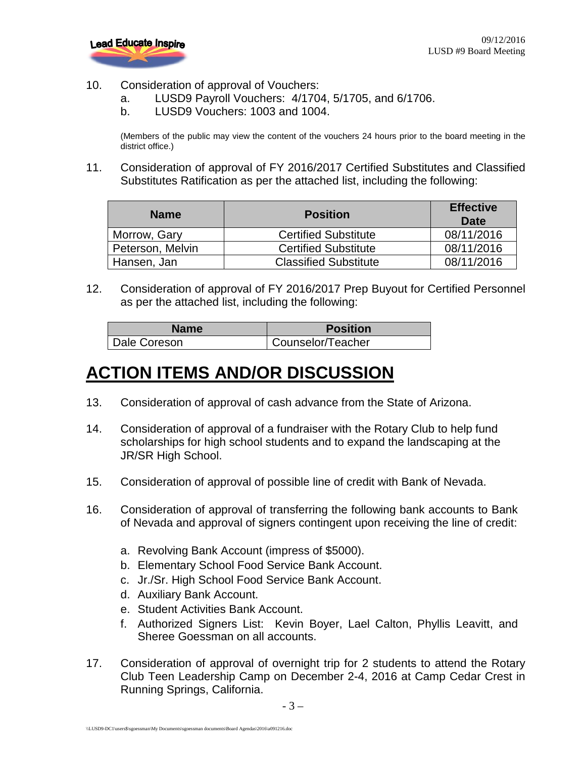10. Consideration of approval of Vouchers:
    a. LUSD9 Payroll Vouchers: 4/1704, 5/1705, and 6/1706.
    b. LUSD9 Vouchers: 1003 and 1004.

    (Members of the public may view the content of the vouchers 24 hours prior to the board meeting in the district office.)

11. Consideration of approval of FY 2016/2017 Certified Substitutes and Classified Substitutes Ratification as per the attached list, including the following:

| Name | Position | Effective Date |
|---|---|---|
| Morrow, Gary | Certified Substitute | 08/11/2016 |
| Peterson, Melvin | Certified Substitute | 08/11/2016 |
| Hansen, Jan | Classified Substitute | 08/11/2016 |

12. Consideration of approval of FY 2016/2017 Prep Buyout for Certified Personnel as per the attached list, including the following:

| Name | Position |
|---|---|
| Dale Coreson | Counselor/Teacher |

# ACTION ITEMS AND/OR DISCUSSION

13. Consideration of approval of cash advance from the State of Arizona.

14. Consideration of approval of a fundraiser with the Rotary Club to help fund scholarships for high school students and to expand the landscaping at the JR/SR High School.

15. Consideration of approval of possible line of credit with Bank of Nevada.

16. Consideration of approval of transferring the following bank accounts to Bank of Nevada and approval of signers contingent upon receiving the line of credit:

    a. Revolving Bank Account (impress of $5000).
    b. Elementary School Food Service Bank Account.
    c. Jr./Sr. High School Food Service Bank Account.
    d. Auxiliary Bank Account.
    e. Student Activities Bank Account.
    f. Authorized Signers List: Kevin Boyer, Lael Calton, Phyllis Leavitt, and Sheree Goessman on all accounts.

17. Consideration of approval of overnight trip for 2 students to attend the Rotary Club Teen Leadership Camp on December 2-4, 2016 at Camp Cedar Crest in Running Springs, California.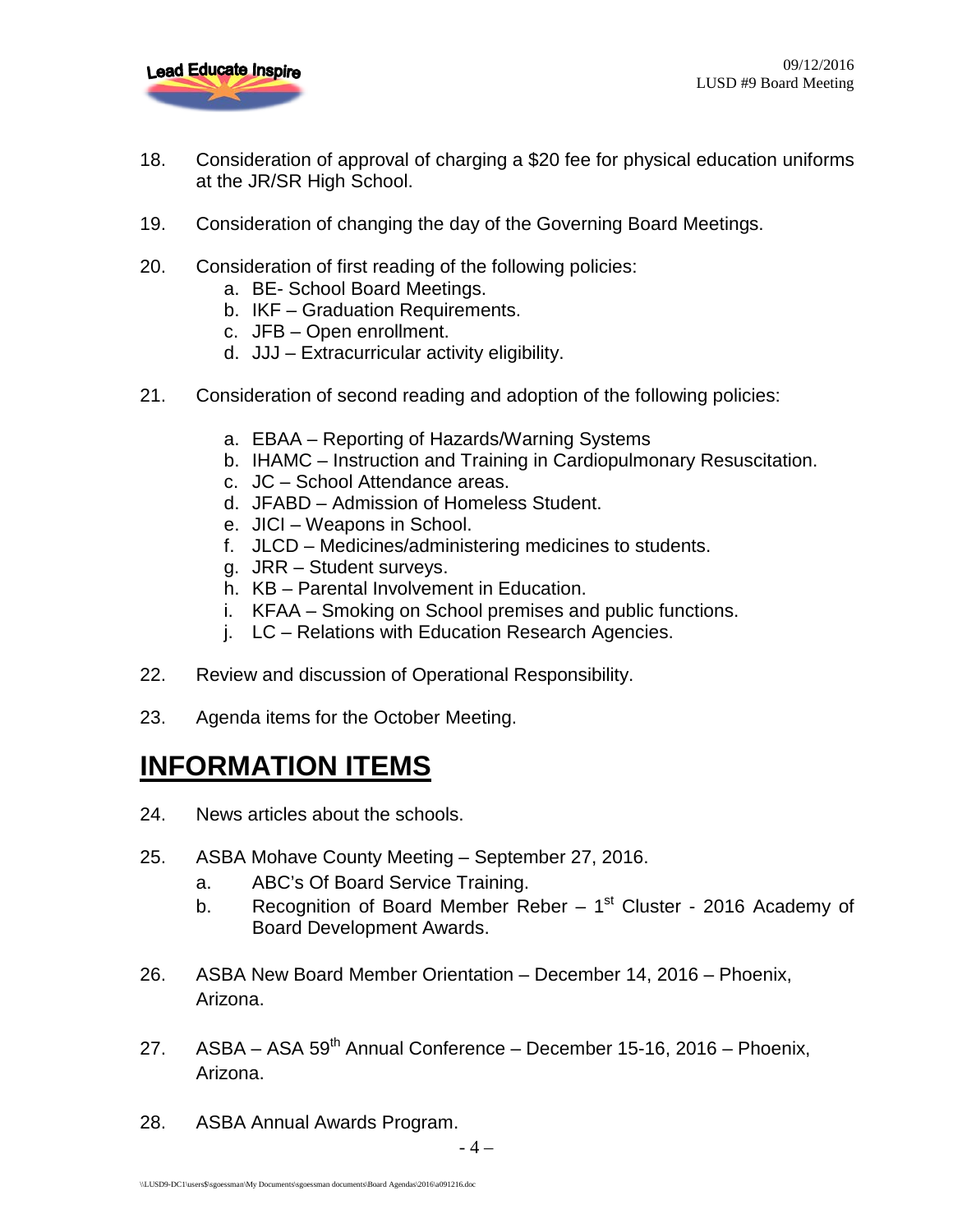18. Consideration of approval of charging a $20 fee for physical education uniforms at the JR/SR High School.

19. Consideration of changing the day of the Governing Board Meetings.

20. Consideration of first reading of the following policies:
    a. BE- School Board Meetings.
    b. IKF – Graduation Requirements.
    c. JFB – Open enrollment.
    d. JJJ – Extracurricular activity eligibility.

21. Consideration of second reading and adoption of the following policies:
    a. EBAA – Reporting of Hazards/Warning Systems
    b. IHAMC – Instruction and Training in Cardiopulmonary Resuscitation.
    c. JC – School Attendance areas.
    d. JFABD – Admission of Homeless Student.
    e. JICI – Weapons in School.
    f. JLCD – Medicines/administering medicines to students.
    g. JRR – Student surveys.
    h. KB – Parental Involvement in Education.
    i. KFAA – Smoking on School premises and public functions.
    j. LC – Relations with Education Research Agencies.

22. Review and discussion of Operational Responsibility.

23. Agenda items for the October Meeting.

# INFORMATION ITEMS

24. News articles about the schools.

25. ASBA Mohave County Meeting – September 27, 2016.
    a. ABC's Of Board Service Training.
    b. Recognition of Board Member Reber – 1st Cluster - 2016 Academy of Board Development Awards.

26. ASBA New Board Member Orientation – December 14, 2016 – Phoenix, Arizona.

27. ASBA – ASA 59th Annual Conference – December 15-16, 2016 – Phoenix, Arizona.

28. ASBA Annual Awards Program.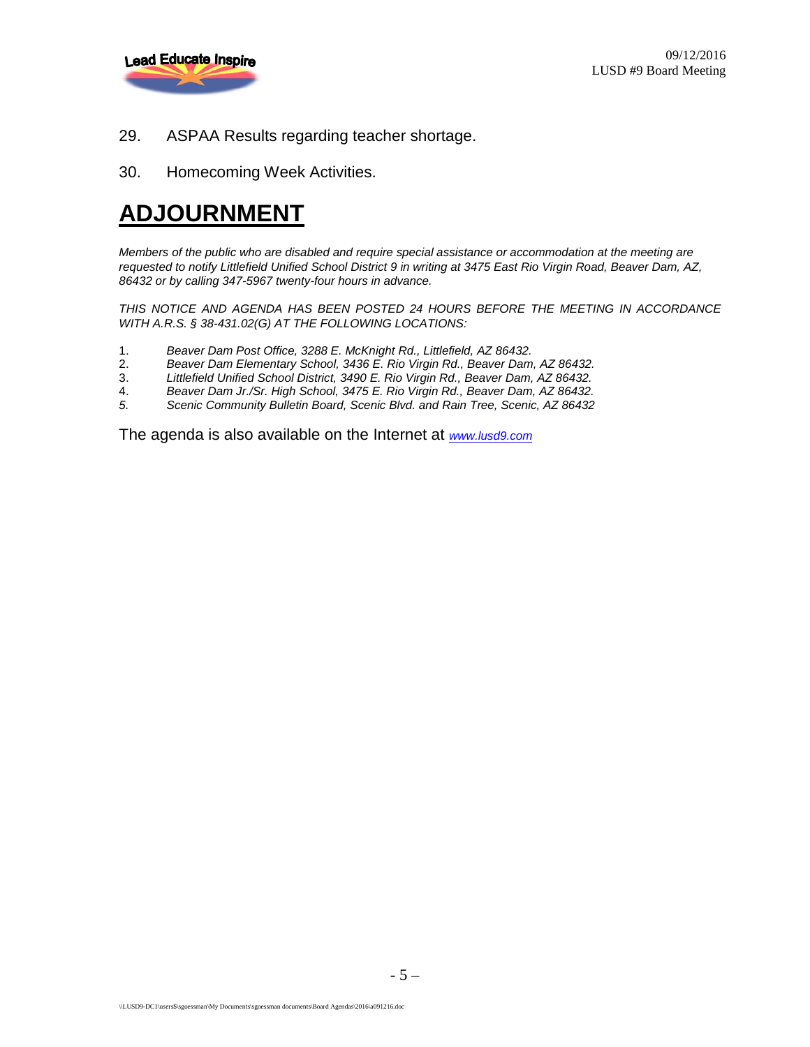29. ASPAA Results regarding teacher shortage.

30. Homecoming Week Activities.

# ADJOURNMENT

*Members of the public who are disabled and require special assistance or accommodation at the meeting are requested to notify Littlefield Unified School District 9 in writing at 3475 East Rio Virgin Road, Beaver Dam, AZ, 86432 or by calling 347-5967 twenty-four hours in advance.*

*THIS NOTICE AND AGENDA HAS BEEN POSTED 24 HOURS BEFORE THE MEETING IN ACCORDANCE WITH A.R.S. § 38-431.02(G) AT THE FOLLOWING LOCATIONS:*

1. *Beaver Dam Post Office, 3288 E. McKnight Rd., Littlefield, AZ 86432.*
2. *Beaver Dam Elementary School, 3436 E. Rio Virgin Rd., Beaver Dam, AZ 86432.*
3. *Littlefield Unified School District, 3490 E. Rio Virgin Rd., Beaver Dam, AZ 86432.*
4. *Beaver Dam Jr./Sr. High School, 3475 E. Rio Virgin Rd., Beaver Dam, AZ 86432.*
5. *Scenic Community Bulletin Board, Scenic Blvd. and Rain Tree, Scenic, AZ 86432*

The agenda is also available on the Internet at *www.lusd9.com*

\\LUSD9-DC1\users$\sgoessman\My Documents\sgoessman documents\Board Agendas\2016\a091216.doc